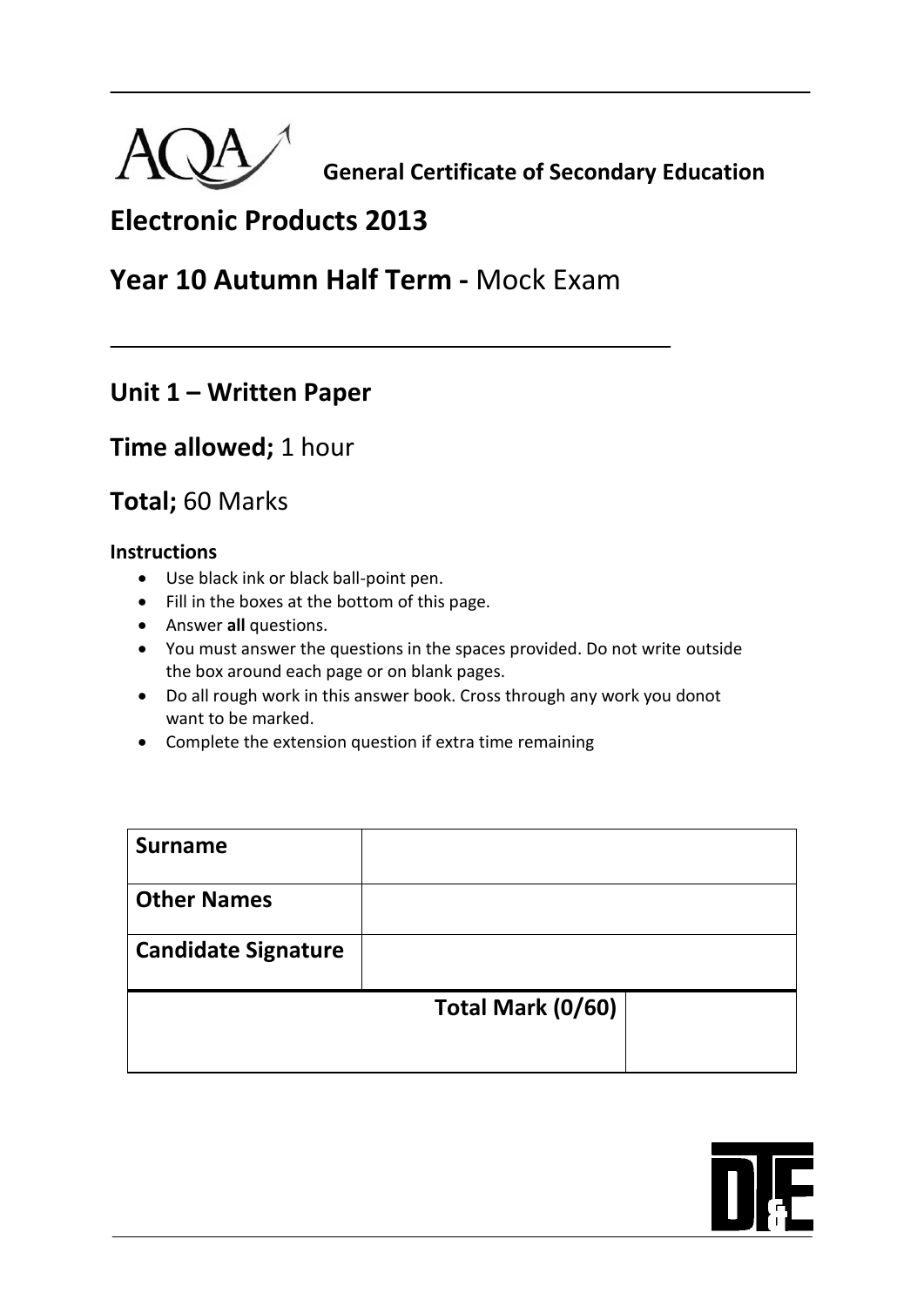**General Certificate of Secondary Education**

# Electronic Products 2013

# Year 10 Autumn Half Term - Mock Exam

## Unit 1 – Written Paper

## Time allowed; 1 hour

## Total; 60 Marks

**Instructions**

- Use black ink or black ball-point pen.
- Fill in the boxes at the bottom of this page.
- Answer **all** questions.
- You must answer the questions in the spaces provided. Do not write outside the box around each page or on blank pages.
- Do all rough work in this answer book. Cross through any work you donot want to be marked.
- Complete the extension question if extra time remaining

| | |
|---|---|
| **Surname** | |
| **Other Names** | |
| **Candidate Signature** | |
| **Total Mark (0/60)** | |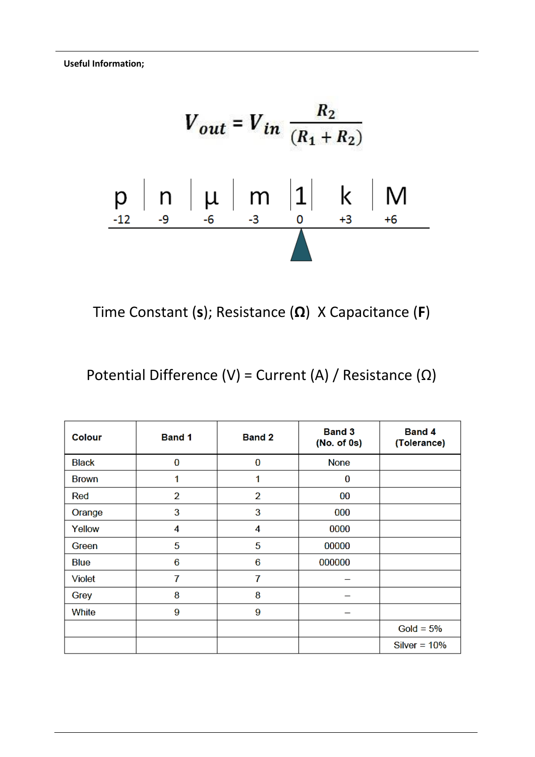**Useful Information;**

$$V_{out} = V_{in} \frac{R_2}{(R_1 + R_2)}$$

| p | n | µ | m | 1 | k | M |
|---|---|---|---|---|---|---|
| -12 | -9 | -6 | -3 | 0 | +3 | +6 |

Time Constant (**s**); Resistance (**Ω**) X Capacitance (**F**)

Potential Difference (V) = Current (A) / Resistance (Ω)

| Colour | Band 1 | Band 2 | Band 3 (No. of 0s) | Band 4 (Tolerance) |
|---|---|---|---|---|
| Black | 0 | 0 | None | |
| Brown | 1 | 1 | 0 | |
| Red | 2 | 2 | 00 | |
| Orange | 3 | 3 | 000 | |
| Yellow | 4 | 4 | 0000 | |
| Green | 5 | 5 | 00000 | |
| Blue | 6 | 6 | 000000 | |
| Violet | 7 | 7 | – | |
| Grey | 8 | 8 | – | |
| White | 9 | 9 | – | |
| | | | | Gold = 5% |
| | | | | Silver = 10% |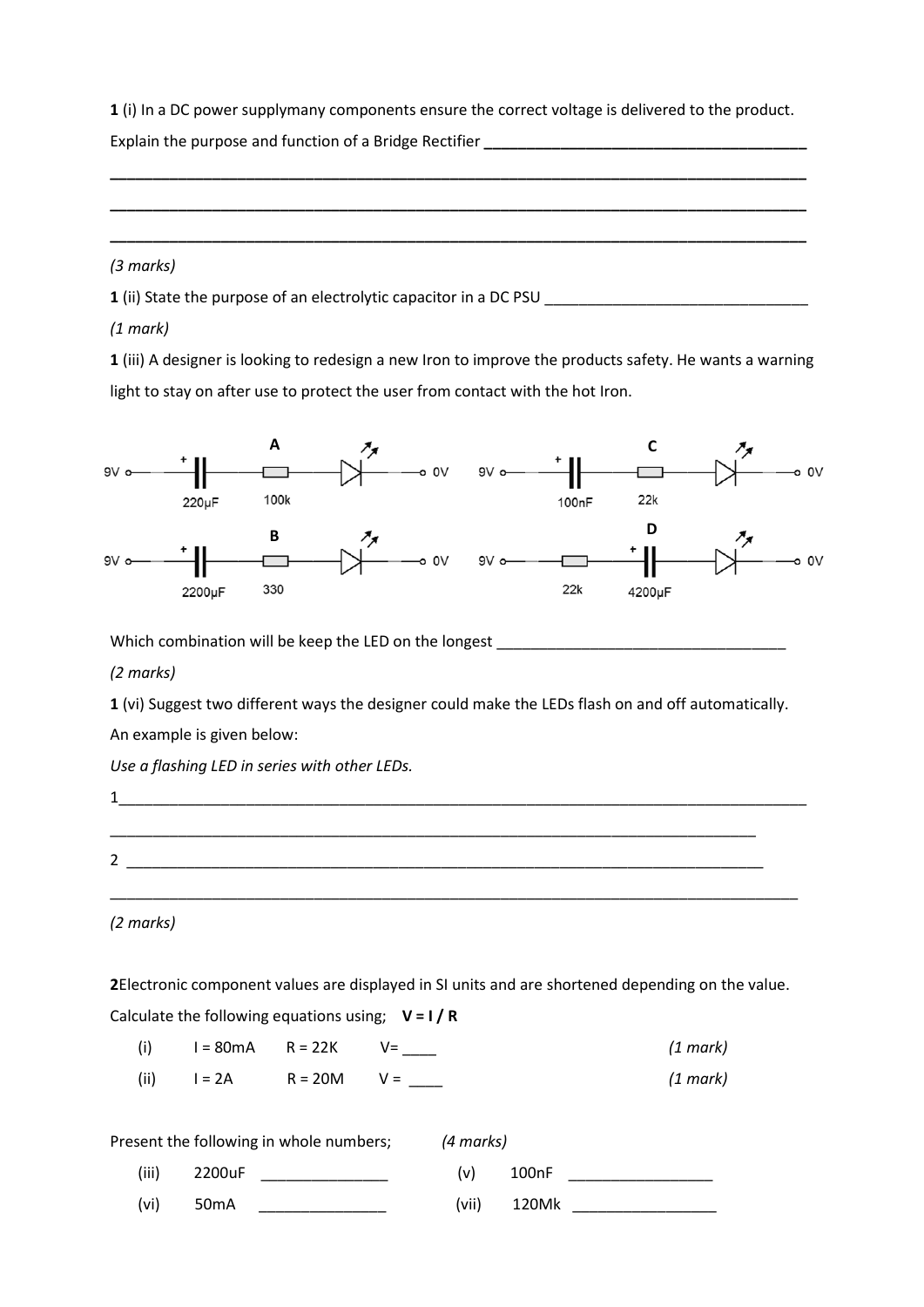**1** (i) In a DC power supplymany components ensure the correct voltage is delivered to the product.

Explain the purpose and function of a Bridge Rectifier ______________________________________

___________________________________________________________________________________

___________________________________________________________________________________

___________________________________________________________________________________

*(3 marks)*

**1** (ii) State the purpose of an electrolytic capacitor in a DC PSU _______________________________

*(1 mark)*

**1** (iii) A designer is looking to redesign a new Iron to improve the products safety. He wants a warning light to stay on after use to protect the user from contact with the hot Iron.

A: 9V — + 220μF — 100k — LED — 0V

B: 9V — + 2200μF — 330 — LED — 0V

C: 9V — + 100nF — 22k — LED — 0V

D: 9V — 22k — + 4200μF — LED — 0V

Which combination will be keep the LED on the longest __________________________________

*(2 marks)*

**1** (vi) Suggest two different ways the designer could make the LEDs flash on and off automatically.

An example is given below:

*Use a flashing LED in series with other LEDs.*

1___________________________________________________________________________________

_______________________________________________________________________________

2 ______________________________________________________________________________

___________________________________________________________________________________

*(2 marks)*

**2**Electronic component values are displayed in SI units and are shortened depending on the value.

Calculate the following equations using; **V = I / R**

(i) I = 80mA R = 22K V= ____ *(1 mark)*

(ii) I = 2A R = 20M V = ____ *(1 mark)*

Present the following in whole numbers; *(4 marks)*

(iii) 2200uF _______________ (v) 100nF _________________

(vi) 50mA _______________ (vii) 120Mk _________________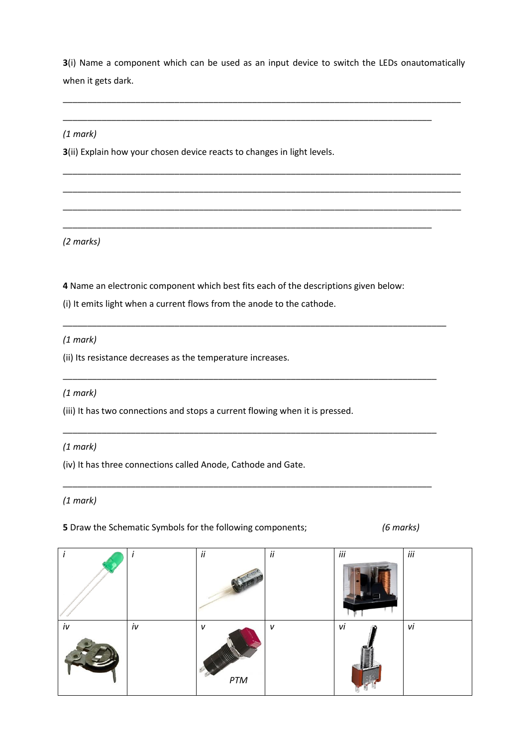**3**(i) Name a component which can be used as an input device to switch the LEDs onautomatically when it gets dark.

\_\_\_\_\_\_\_\_\_\_\_\_\_\_\_\_\_\_\_\_\_\_\_\_\_\_\_\_\_\_\_\_\_\_\_\_\_\_\_\_\_\_\_\_\_\_\_\_\_\_\_\_\_\_\_\_\_\_\_\_\_\_\_\_\_\_\_\_\_\_\_\_\_\_\_\_\_\_

\_\_\_\_\_\_\_\_\_\_\_\_\_\_\_\_\_\_\_\_\_\_\_\_\_\_\_\_\_\_\_\_\_\_\_\_\_\_\_\_\_\_\_\_\_\_\_\_\_\_\_\_\_\_\_\_\_\_\_\_\_\_\_\_\_\_\_\_\_\_\_\_\_\_\_

*(1 mark)*

**3**(ii) Explain how your chosen device reacts to changes in light levels.

\_\_\_\_\_\_\_\_\_\_\_\_\_\_\_\_\_\_\_\_\_\_\_\_\_\_\_\_\_\_\_\_\_\_\_\_\_\_\_\_\_\_\_\_\_\_\_\_\_\_\_\_\_\_\_\_\_\_\_\_\_\_\_\_\_\_\_\_\_\_\_\_\_\_\_\_\_\_

\_\_\_\_\_\_\_\_\_\_\_\_\_\_\_\_\_\_\_\_\_\_\_\_\_\_\_\_\_\_\_\_\_\_\_\_\_\_\_\_\_\_\_\_\_\_\_\_\_\_\_\_\_\_\_\_\_\_\_\_\_\_\_\_\_\_\_\_\_\_\_\_\_\_\_\_\_\_

\_\_\_\_\_\_\_\_\_\_\_\_\_\_\_\_\_\_\_\_\_\_\_\_\_\_\_\_\_\_\_\_\_\_\_\_\_\_\_\_\_\_\_\_\_\_\_\_\_\_\_\_\_\_\_\_\_\_\_\_\_\_\_\_\_\_\_\_\_\_\_\_\_\_\_\_\_\_

\_\_\_\_\_\_\_\_\_\_\_\_\_\_\_\_\_\_\_\_\_\_\_\_\_\_\_\_\_\_\_\_\_\_\_\_\_\_\_\_\_\_\_\_\_\_\_\_\_\_\_\_\_\_\_\_\_\_\_\_\_\_\_\_\_\_\_\_\_\_\_\_\_\_\_

*(2 marks)*

**4** Name an electronic component which best fits each of the descriptions given below:

(i) It emits light when a current flows from the anode to the cathode.

\_\_\_\_\_\_\_\_\_\_\_\_\_\_\_\_\_\_\_\_\_\_\_\_\_\_\_\_\_\_\_\_\_\_\_\_\_\_\_\_\_\_\_\_\_\_\_\_\_\_\_\_\_\_\_\_\_\_\_\_\_\_\_\_\_\_\_\_\_\_\_\_\_\_\_\_

*(1 mark)*

(ii) Its resistance decreases as the temperature increases.

\_\_\_\_\_\_\_\_\_\_\_\_\_\_\_\_\_\_\_\_\_\_\_\_\_\_\_\_\_\_\_\_\_\_\_\_\_\_\_\_\_\_\_\_\_\_\_\_\_\_\_\_\_\_\_\_\_\_\_\_\_\_\_\_\_\_\_\_\_\_\_\_\_\_\_

*(1 mark)*

(iii) It has two connections and stops a current flowing when it is pressed.

\_\_\_\_\_\_\_\_\_\_\_\_\_\_\_\_\_\_\_\_\_\_\_\_\_\_\_\_\_\_\_\_\_\_\_\_\_\_\_\_\_\_\_\_\_\_\_\_\_\_\_\_\_\_\_\_\_\_\_\_\_\_\_\_\_\_\_\_\_\_\_\_\_\_\_

*(1 mark)*

(iv) It has three connections called Anode, Cathode and Gate.

\_\_\_\_\_\_\_\_\_\_\_\_\_\_\_\_\_\_\_\_\_\_\_\_\_\_\_\_\_\_\_\_\_\_\_\_\_\_\_\_\_\_\_\_\_\_\_\_\_\_\_\_\_\_\_\_\_\_\_\_\_\_\_\_\_\_\_\_\_\_\_\_\_\_\_

*(1 mark)*

**5** Draw the Schematic Symbols for the following components; *(6 marks)*

| *i* | *i* | *ii* | *ii* | *iii* | *iii* |
|---|---|---|---|---|---|
| *iv* | *iv* | *v* PTM | *v* | *vi* | *vi* |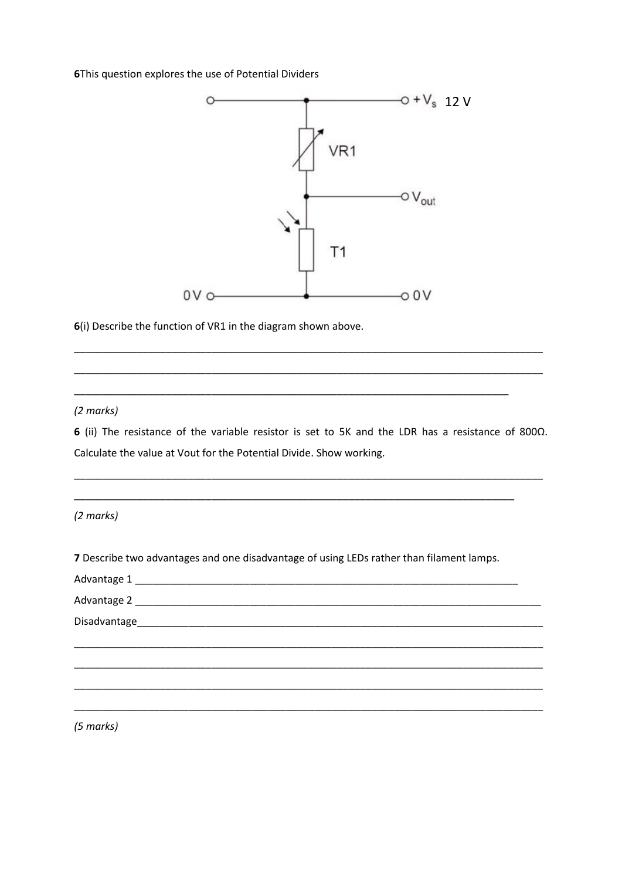**6**This question explores the use of Potential Dividers

**6**(i) Describe the function of VR1 in the diagram shown above.

___________________________________________________________________________

___________________________________________________________________________

______________________________________________________________________

*(2 marks)*

**6** (ii) The resistance of the variable resistor is set to 5K and the LDR has a resistance of 800Ω. Calculate the value at Vout for the Potential Divide. Show working.

___________________________________________________________________________

______________________________________________________________________

*(2 marks)*

**7** Describe two advantages and one disadvantage of using LEDs rather than filament lamps.

Advantage 1 ______________________________________________________________

Advantage 2 _______________________________________________________________

Disadvantage_______________________________________________________________

___________________________________________________________________________

___________________________________________________________________________

___________________________________________________________________________

___________________________________________________________________________

*(5 marks)*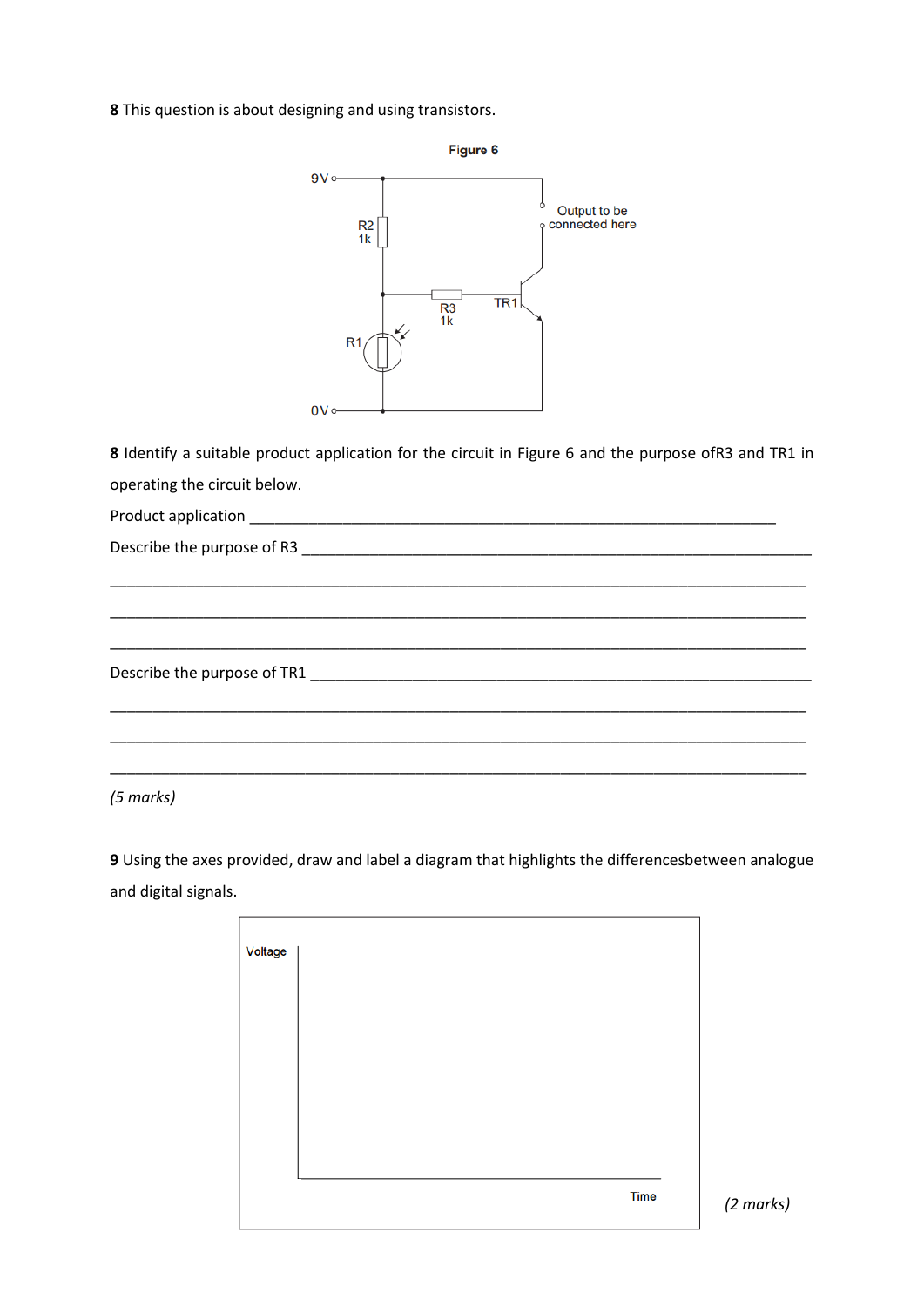**8** This question is about designing and using transistors.

**Figure 6**

9V

R2
1k

Output to be connected here

R3
1k

TR1

R1

0V

**8** Identify a suitable product application for the circuit in Figure 6 and the purpose ofR3 and TR1 in operating the circuit below.

Product application ___________________________________________________________________

Describe the purpose of R3 ______________________________________________________________

_______________________________________________________________________________

_______________________________________________________________________________

_______________________________________________________________________________

Describe the purpose of TR1 _____________________________________________________________

_______________________________________________________________________________

_______________________________________________________________________________

_______________________________________________________________________________

*(5 marks)*

**9** Using the axes provided, draw and label a diagram that highlights the differencesbetween analogue and digital signals.

Voltage

Time

*(2 marks)*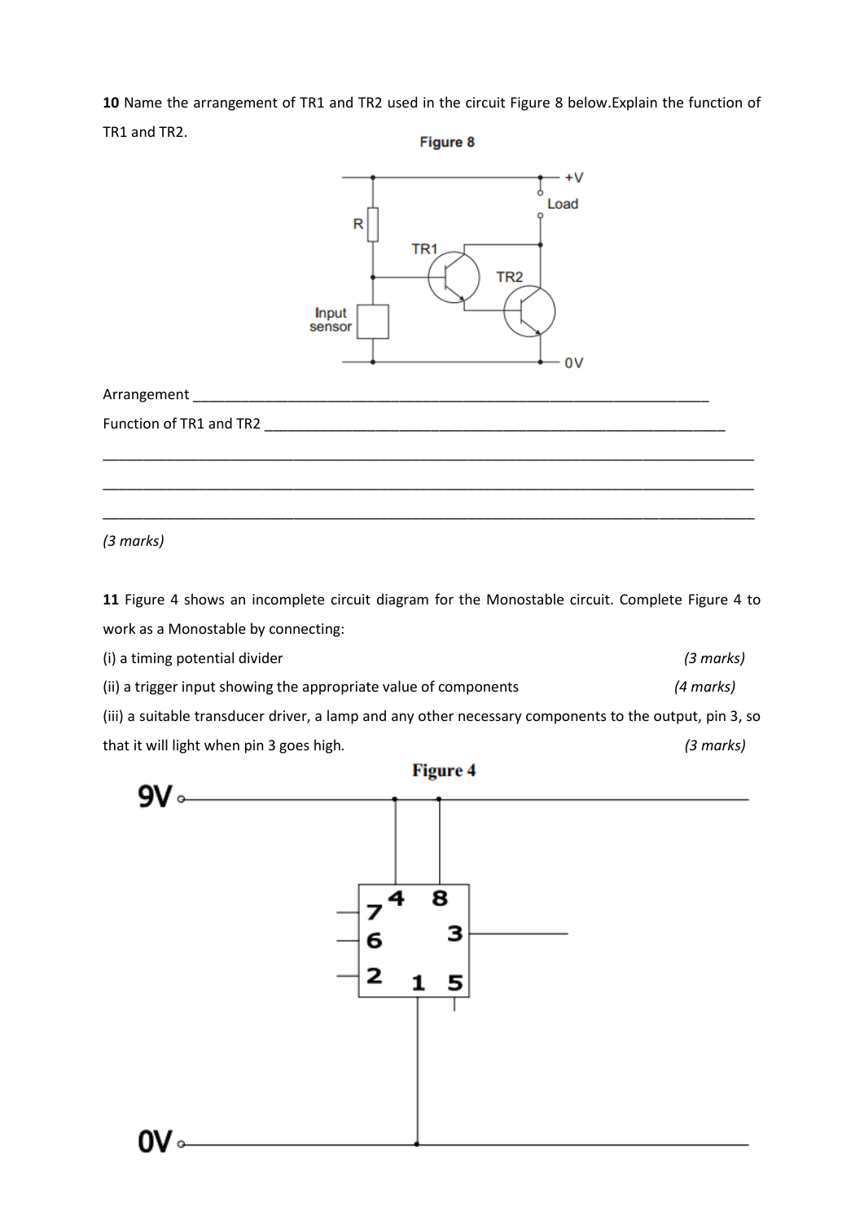**10** Name the arrangement of TR1 and TR2 used in the circuit Figure 8 below.Explain the function of TR1 and TR2.

Figure 8

Arrangement ___________________________________________________________________

Function of TR1 and TR2 _________________________________________________________

_____________________________________________________________________________

_____________________________________________________________________________

_____________________________________________________________________________

*(3 marks)*

**11** Figure 4 shows an incomplete circuit diagram for the Monostable circuit. Complete Figure 4 to work as a Monostable by connecting:

(i) a timing potential divider *(3 marks)*

(ii) a trigger input showing the appropriate value of components *(4 marks)*

(iii) a suitable transducer driver, a lamp and any other necessary components to the output, pin 3, so that it will light when pin 3 goes high. *(3 marks)*

**Figure 4**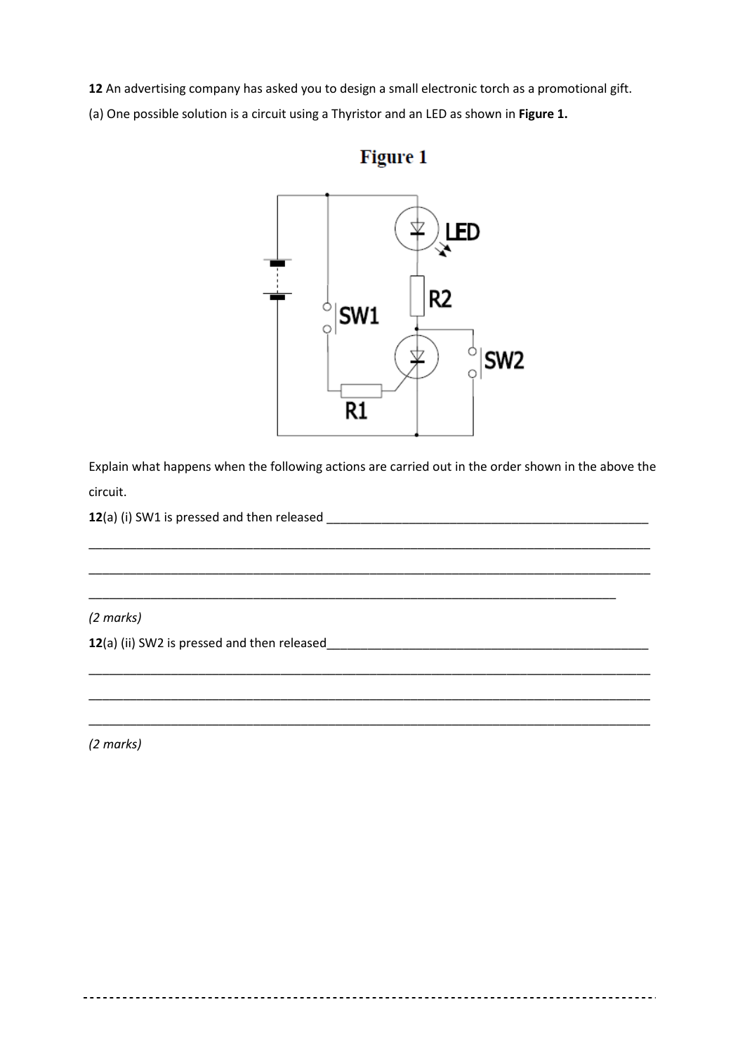**12** An advertising company has asked you to design a small electronic torch as a promotional gift.

(a) One possible solution is a circuit using a Thyristor and an LED as shown in **Figure 1.**

**Figure 1**

Explain what happens when the following actions are carried out in the order shown in the above the circuit.

**12**(a) (i) SW1 is pressed and then released ______________________________________________

_________________________________________________________________________________

_________________________________________________________________________________

__________________________________________________________________________

*(2 marks)*

**12**(a) (ii) SW2 is pressed and then released______________________________________________

_________________________________________________________________________________

_________________________________________________________________________________

_________________________________________________________________________________

*(2 marks)*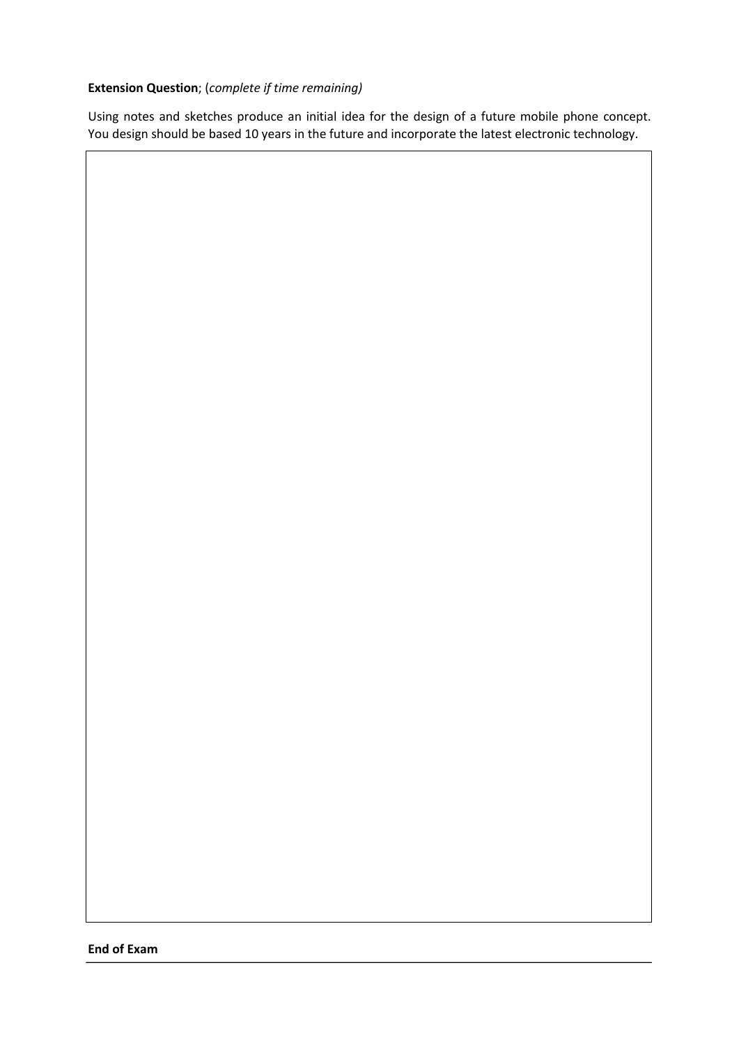**Extension Question**; (*complete if time remaining)*

Using notes and sketches produce an initial idea for the design of a future mobile phone concept. You design should be based 10 years in the future and incorporate the latest electronic technology.

**End of Exam**